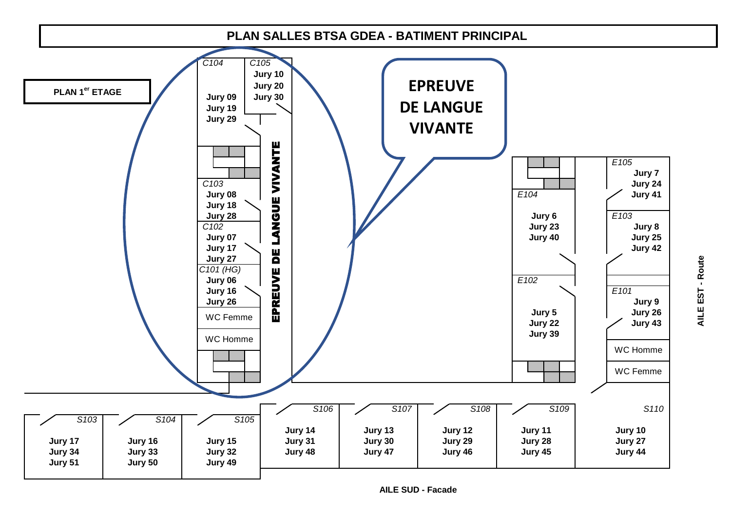# PLAN SALLES BTSA GDEA - BATIMENT PRINCIPAL

**PLAN 1[er] ETAGE**

**EPREUVE DE LANGUE VIVANTE**

**EPREUVE DE LANGUE VIVANTE**

| Salle | Jurys |
|---|---|
| C104 | Jury 09, Jury 19, Jury 29 |
| C105 | Jury 10, Jury 20, Jury 30 |
| C103 | Jury 08, Jury 18, Jury 28 |
| C102 | Jury 07, Jury 17, Jury 27 |
| C101 (HG) | Jury 06, Jury 16, Jury 26 |
| WC Femme | |
| WC Homme | |

| Salle | Jurys |
|---|---|
| E105 | Jury 7, Jury 24, Jury 41 |
| E104 | Jury 6, Jury 23, Jury 40 |
| E103 | Jury 8, Jury 25, Jury 42 |
| E102 | Jury 5, Jury 22, Jury 39 |
| E101 | Jury 9, Jury 26, Jury 43 |
| WC Homme | |
| WC Femme | |

**AILE EST - Route**

| Salle | Jurys |
|---|---|
| S103 | Jury 17, Jury 34, Jury 51 |
| S104 | Jury 16, Jury 33, Jury 50 |
| S105 | Jury 15, Jury 32, Jury 49 |
| S106 | Jury 14, Jury 31, Jury 48 |
| S107 | Jury 13, Jury 30, Jury 47 |
| S108 | Jury 12, Jury 29, Jury 46 |
| S109 | Jury 11, Jury 28, Jury 45 |
| S110 | Jury 10, Jury 27, Jury 44 |

**AILE SUD - Facade**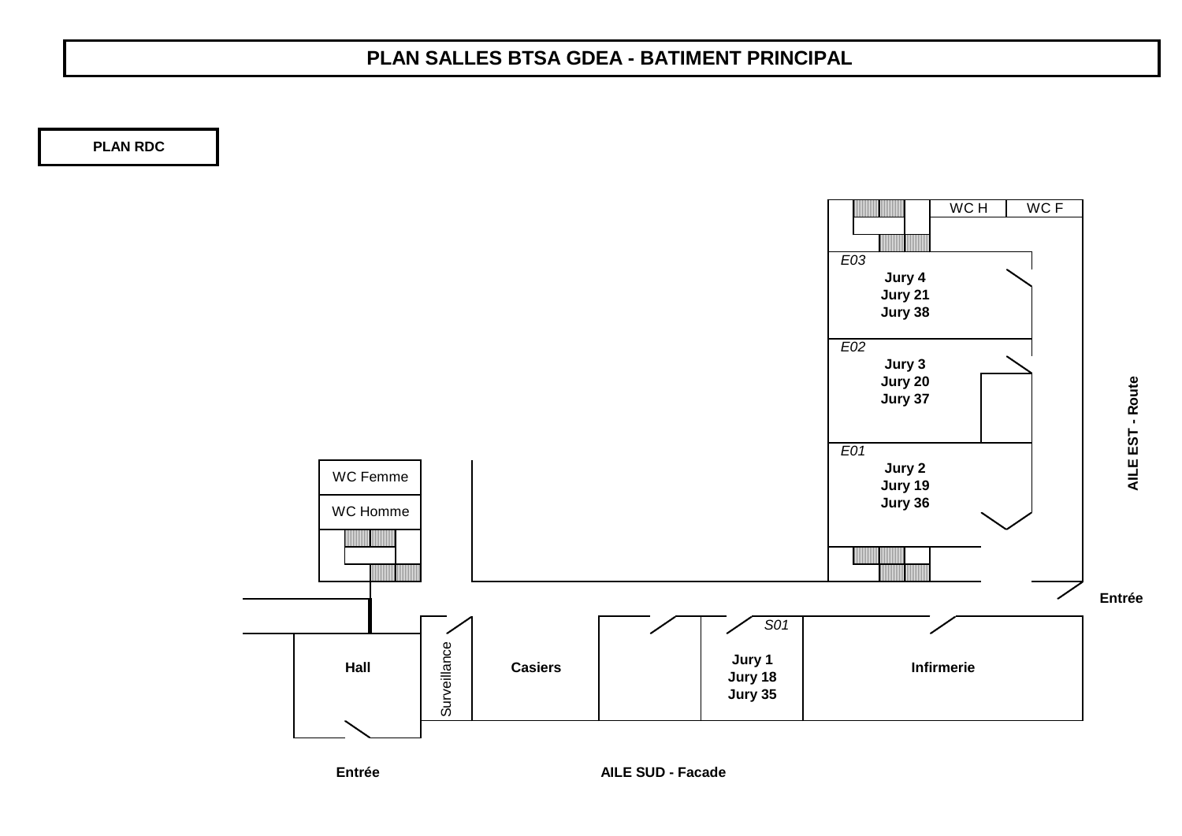# PLAN SALLES BTSA GDEA - BATIMENT PRINCIPAL

**PLAN RDC**

WC H | WC F

*E03*
**Jury 4**
**Jury 21**
**Jury 38**

*E02*
**Jury 3**
**Jury 20**
**Jury 37**

*E01*
**Jury 2**
**Jury 19**
**Jury 36**

**AILE EST - Route**

WC Femme
WC Homme

**Entrée**

**Hall** | Surveillance | **Casiers** | *S01* **Jury 1** **Jury 18** **Jury 35** | **Infirmerie**

**Entrée**

**AILE SUD - Facade**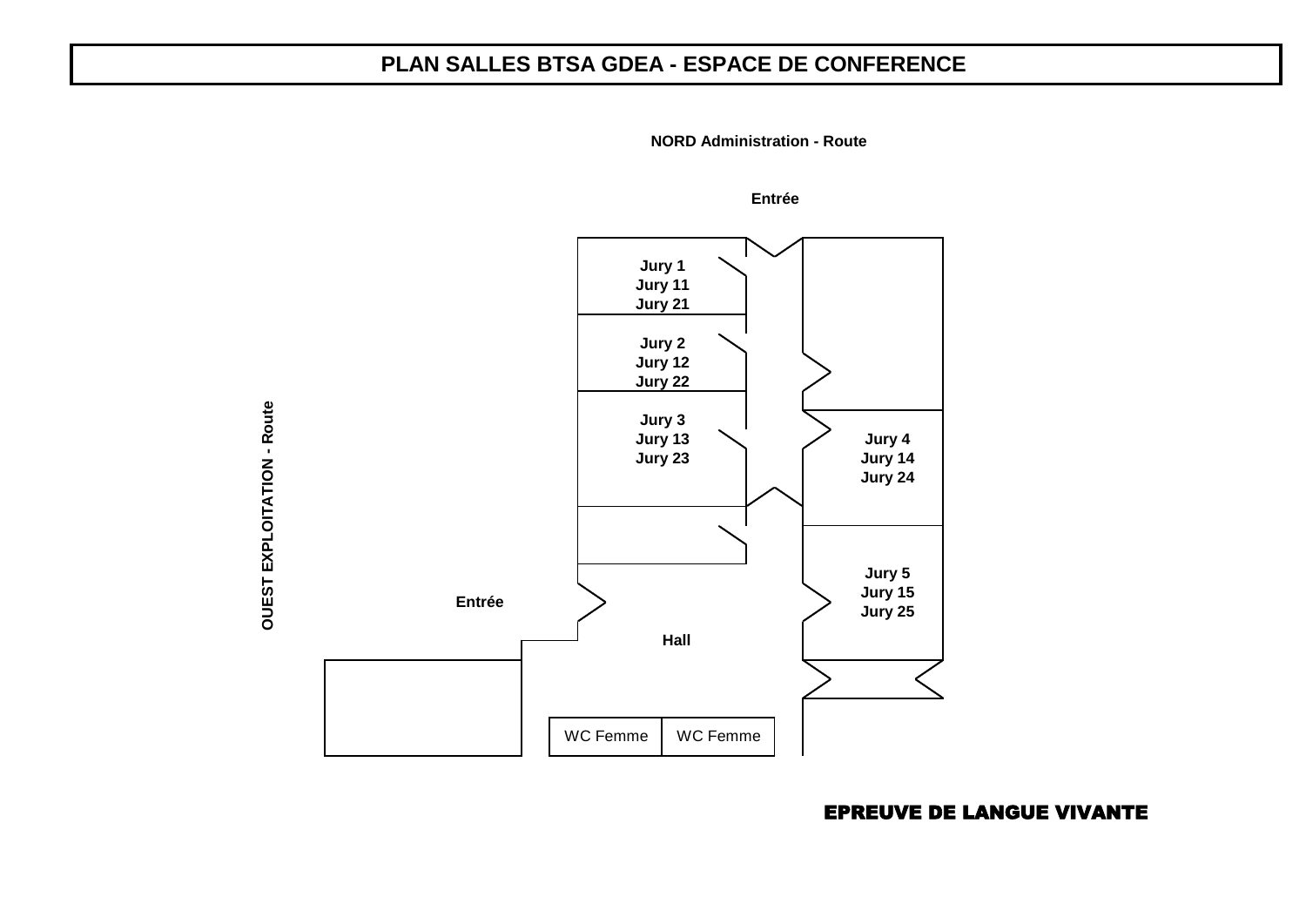# PLAN SALLES BTSA GDEA - ESPACE DE CONFERENCE

NORD Administration - Route

Entrée

OUEST EXPLOITATION - Route

Jury 1
Jury 11
Jury 21

Jury 2
Jury 12
Jury 22

Jury 3
Jury 13
Jury 23

Jury 4
Jury 14
Jury 24

Jury 5
Jury 15
Jury 25

Entrée

Hall

WC Femme

WC Femme

**EPREUVE DE LANGUE VIVANTE**